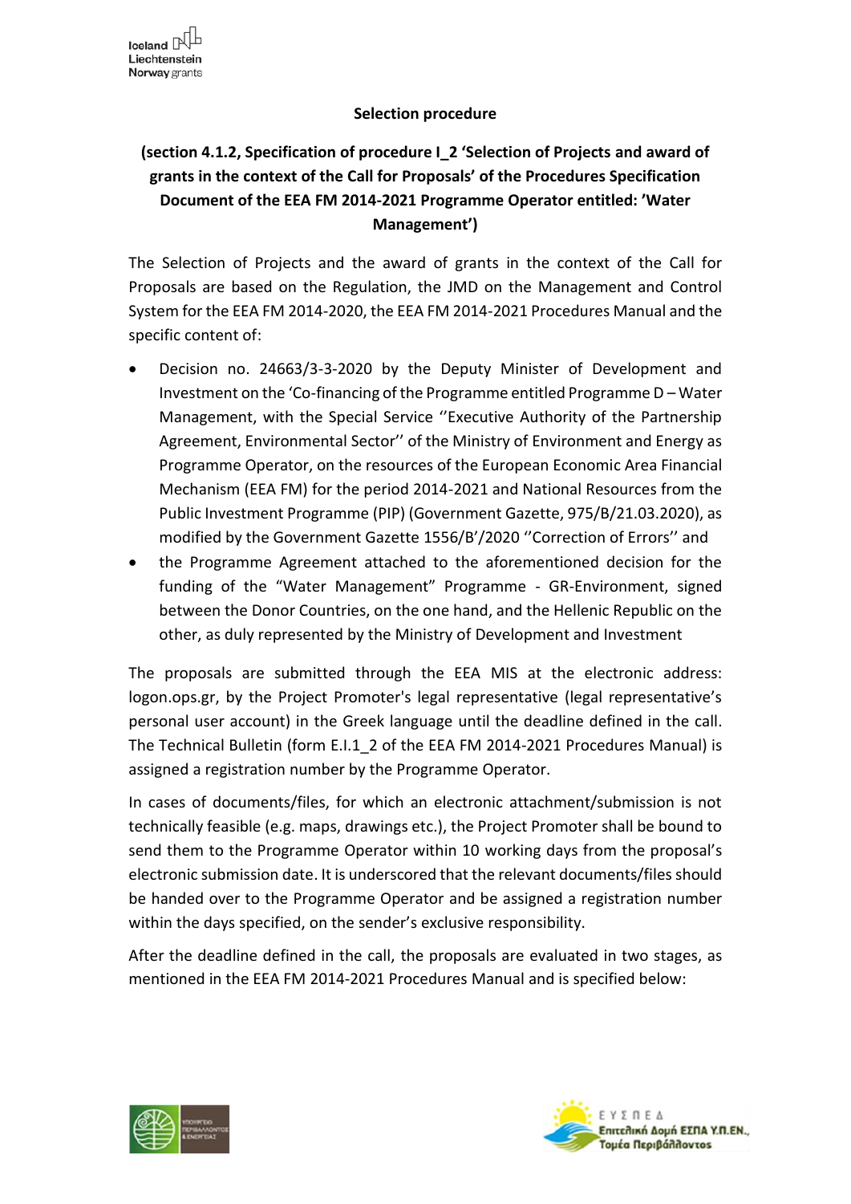## Selection procedure

### (section 4.1.2, Specification of procedure I_2 'Selection of Projects and award of grants in the context of the Call for Proposals' of the Procedures Specification Document of the EEA FM 2014-2021 Programme Operator entitled: 'Water Management')

The Selection of Projects and the award of grants in the context of the Call for Proposals are based on the Regulation, the JMD on the Management and Control System for the EEA FM 2014-2020, the EEA FM 2014-2021 Procedures Manual and the specific content of:

- Decision no. 24663/3-3-2020 by the Deputy Minister of Development and Investment on the 'Co-financing of the Programme entitled Programme D – Water Management, with the Special Service ''Executive Authority of the Partnership Agreement, Environmental Sector'' of the Ministry of Environment and Energy as Programme Operator, on the resources of the European Economic Area Financial Mechanism (EEA FM) for the period 2014-2021 and National Resources from the Public Investment Programme (PIP) (Government Gazette, 975/B/21.03.2020), as modified by the Government Gazette 1556/B'/2020 ''Correction of Errors'' and
- the Programme Agreement attached to the aforementioned decision for the funding of the "Water Management" Programme - GR-Environment, signed between the Donor Countries, on the one hand, and the Hellenic Republic on the other, as duly represented by the Ministry of Development and Investment

The proposals are submitted through the EEA MIS at the electronic address: logon.ops.gr, by the Project Promoter's legal representative (legal representative's personal user account) in the Greek language until the deadline defined in the call. The Technical Bulletin (form E.I.1_2 of the EEA FM 2014-2021 Procedures Manual) is assigned a registration number by the Programme Operator.

In cases of documents/files, for which an electronic attachment/submission is not technically feasible (e.g. maps, drawings etc.), the Project Promoter shall be bound to send them to the Programme Operator within 10 working days from the proposal's electronic submission date. It is underscored that the relevant documents/files should be handed over to the Programme Operator and be assigned a registration number within the days specified, on the sender's exclusive responsibility.

After the deadline defined in the call, the proposals are evaluated in two stages, as mentioned in the EEA FM 2014-2021 Procedures Manual and is specified below: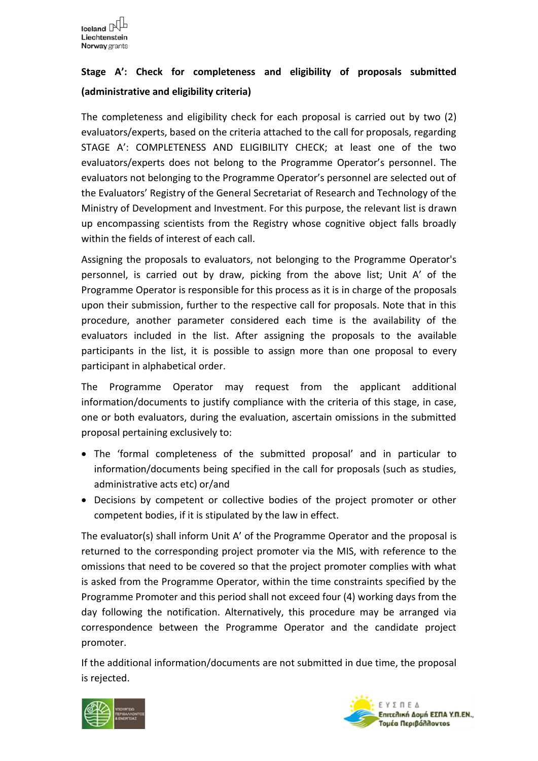**Stage A': Check for completeness and eligibility of proposals submitted (administrative and eligibility criteria)**

The completeness and eligibility check for each proposal is carried out by two (2) evaluators/experts, based on the criteria attached to the call for proposals, regarding STAGE A': COMPLETENESS AND ELIGIBILITY CHECK; at least one of the two evaluators/experts does not belong to the Programme Operator's personnel. The evaluators not belonging to the Programme Operator's personnel are selected out of the Evaluators' Registry of the General Secretariat of Research and Technology of the Ministry of Development and Investment. For this purpose, the relevant list is drawn up encompassing scientists from the Registry whose cognitive object falls broadly within the fields of interest of each call.

Assigning the proposals to evaluators, not belonging to the Programme Operator's personnel, is carried out by draw, picking from the above list; Unit A' of the Programme Operator is responsible for this process as it is in charge of the proposals upon their submission, further to the respective call for proposals. Note that in this procedure, another parameter considered each time is the availability of the evaluators included in the list. After assigning the proposals to the available participants in the list, it is possible to assign more than one proposal to every participant in alphabetical order.

The Programme Operator may request from the applicant additional information/documents to justify compliance with the criteria of this stage, in case, one or both evaluators, during the evaluation, ascertain omissions in the submitted proposal pertaining exclusively to:

- The 'formal completeness of the submitted proposal' and in particular to information/documents being specified in the call for proposals (such as studies, administrative acts etc) or/and
- Decisions by competent or collective bodies of the project promoter or other competent bodies, if it is stipulated by the law in effect.

The evaluator(s) shall inform Unit A' of the Programme Operator and the proposal is returned to the corresponding project promoter via the MIS, with reference to the omissions that need to be covered so that the project promoter complies with what is asked from the Programme Operator, within the time constraints specified by the Programme Promoter and this period shall not exceed four (4) working days from the day following the notification. Alternatively, this procedure may be arranged via correspondence between the Programme Operator and the candidate project promoter.

If the additional information/documents are not submitted in due time, the proposal is rejected.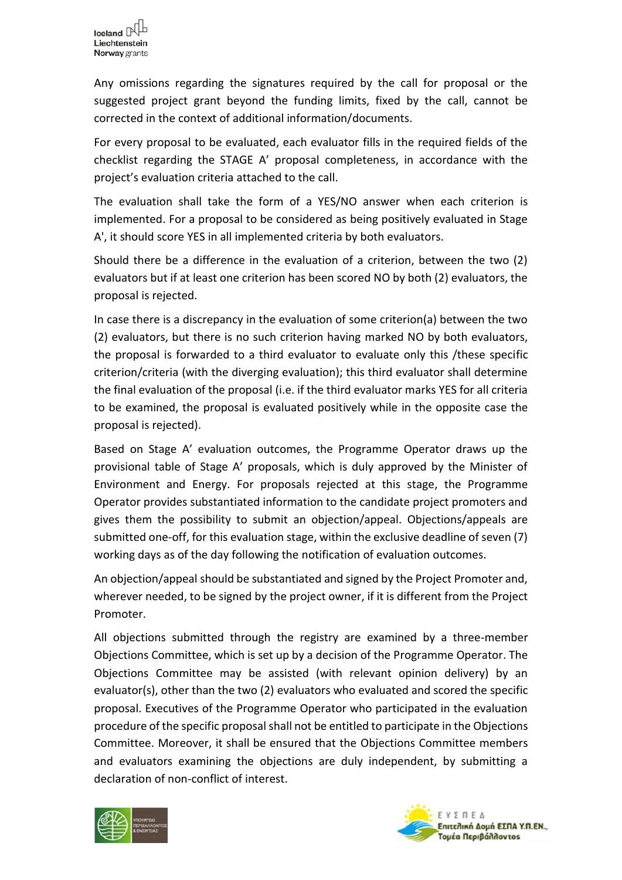Any omissions regarding the signatures required by the call for proposal or the suggested project grant beyond the funding limits, fixed by the call, cannot be corrected in the context of additional information/documents.

For every proposal to be evaluated, each evaluator fills in the required fields of the checklist regarding the STAGE A' proposal completeness, in accordance with the project's evaluation criteria attached to the call.

The evaluation shall take the form of a YES/NO answer when each criterion is implemented. For a proposal to be considered as being positively evaluated in Stage A', it should score YES in all implemented criteria by both evaluators.

Should there be a difference in the evaluation of a criterion, between the two (2) evaluators but if at least one criterion has been scored NO by both (2) evaluators, the proposal is rejected.

In case there is a discrepancy in the evaluation of some criterion(a) between the two (2) evaluators, but there is no such criterion having marked NO by both evaluators, the proposal is forwarded to a third evaluator to evaluate only this /these specific criterion/criteria (with the diverging evaluation); this third evaluator shall determine the final evaluation of the proposal (i.e. if the third evaluator marks YES for all criteria to be examined, the proposal is evaluated positively while in the opposite case the proposal is rejected).

Based on Stage A' evaluation outcomes, the Programme Operator draws up the provisional table of Stage A' proposals, which is duly approved by the Minister of Environment and Energy. For proposals rejected at this stage, the Programme Operator provides substantiated information to the candidate project promoters and gives them the possibility to submit an objection/appeal. Objections/appeals are submitted one-off, for this evaluation stage, within the exclusive deadline of seven (7) working days as of the day following the notification of evaluation outcomes.

An objection/appeal should be substantiated and signed by the Project Promoter and, wherever needed, to be signed by the project owner, if it is different from the Project Promoter.

All objections submitted through the registry are examined by a three-member Objections Committee, which is set up by a decision of the Programme Operator. The Objections Committee may be assisted (with relevant opinion delivery) by an evaluator(s), other than the two (2) evaluators who evaluated and scored the specific proposal. Executives of the Programme Operator who participated in the evaluation procedure of the specific proposal shall not be entitled to participate in the Objections Committee. Moreover, it shall be ensured that the Objections Committee members and evaluators examining the objections are duly independent, by submitting a declaration of non-conflict of interest.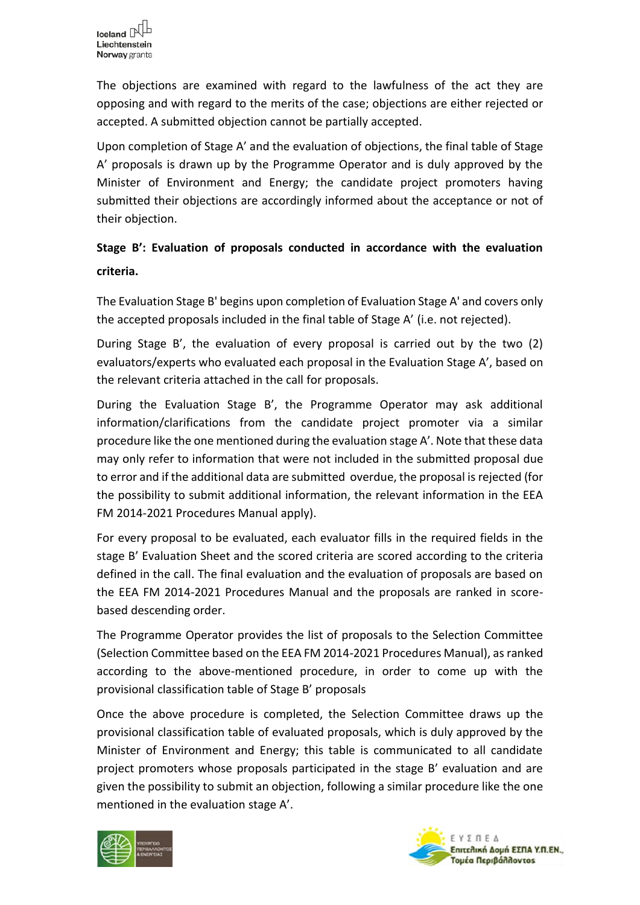The objections are examined with regard to the lawfulness of the act they are opposing and with regard to the merits of the case; objections are either rejected or accepted. A submitted objection cannot be partially accepted.

Upon completion of Stage A' and the evaluation of objections, the final table of Stage A' proposals is drawn up by the Programme Operator and is duly approved by the Minister of Environment and Energy; the candidate project promoters having submitted their objections are accordingly informed about the acceptance or not of their objection.

**Stage B': Evaluation of proposals conducted in accordance with the evaluation criteria.**

The Evaluation Stage B' begins upon completion of Evaluation Stage A' and covers only the accepted proposals included in the final table of Stage A' (i.e. not rejected).

During Stage B', the evaluation of every proposal is carried out by the two (2) evaluators/experts who evaluated each proposal in the Evaluation Stage A', based on the relevant criteria attached in the call for proposals.

During the Evaluation Stage B', the Programme Operator may ask additional information/clarifications from the candidate project promoter via a similar procedure like the one mentioned during the evaluation stage A'. Note that these data may only refer to information that were not included in the submitted proposal due to error and if the additional data are submitted overdue, the proposal is rejected (for the possibility to submit additional information, the relevant information in the EEA FM 2014-2021 Procedures Manual apply).

For every proposal to be evaluated, each evaluator fills in the required fields in the stage B' Evaluation Sheet and the scored criteria are scored according to the criteria defined in the call. The final evaluation and the evaluation of proposals are based on the EEA FM 2014-2021 Procedures Manual and the proposals are ranked in score-based descending order.

The Programme Operator provides the list of proposals to the Selection Committee (Selection Committee based on the EEA FM 2014-2021 Procedures Manual), as ranked according to the above-mentioned procedure, in order to come up with the provisional classification table of Stage B' proposals

Once the above procedure is completed, the Selection Committee draws up the provisional classification table of evaluated proposals, which is duly approved by the Minister of Environment and Energy; this table is communicated to all candidate project promoters whose proposals participated in the stage B' evaluation and are given the possibility to submit an objection, following a similar procedure like the one mentioned in the evaluation stage A'.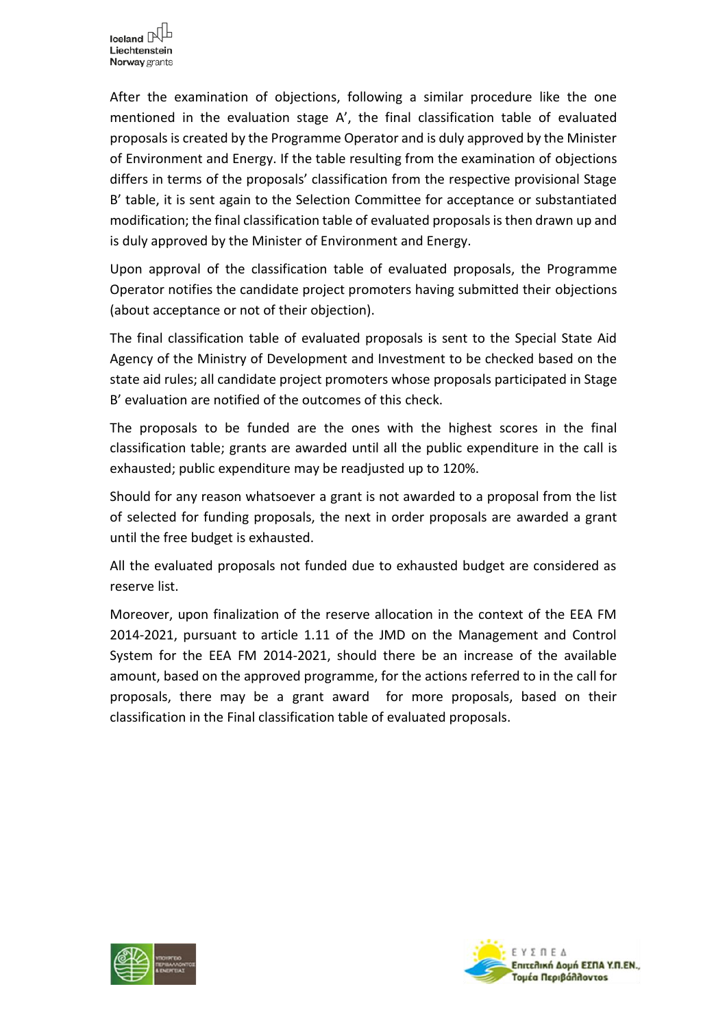After the examination of objections, following a similar procedure like the one mentioned in the evaluation stage A', the final classification table of evaluated proposals is created by the Programme Operator and is duly approved by the Minister of Environment and Energy. If the table resulting from the examination of objections differs in terms of the proposals' classification from the respective provisional Stage B' table, it is sent again to the Selection Committee for acceptance or substantiated modification; the final classification table of evaluated proposals is then drawn up and is duly approved by the Minister of Environment and Energy.

Upon approval of the classification table of evaluated proposals, the Programme Operator notifies the candidate project promoters having submitted their objections (about acceptance or not of their objection).

The final classification table of evaluated proposals is sent to the Special State Aid Agency of the Ministry of Development and Investment to be checked based on the state aid rules; all candidate project promoters whose proposals participated in Stage B' evaluation are notified of the outcomes of this check.

The proposals to be funded are the ones with the highest scores in the final classification table; grants are awarded until all the public expenditure in the call is exhausted; public expenditure may be readjusted up to 120%.

Should for any reason whatsoever a grant is not awarded to a proposal from the list of selected for funding proposals, the next in order proposals are awarded a grant until the free budget is exhausted.

All the evaluated proposals not funded due to exhausted budget are considered as reserve list.

Moreover, upon finalization of the reserve allocation in the context of the EEA FM 2014-2021, pursuant to article 1.11 of the JMD on the Management and Control System for the EEA FM 2014-2021, should there be an increase of the available amount, based on the approved programme, for the actions referred to in the call for proposals, there may be a grant award for more proposals, based on their classification in the Final classification table of evaluated proposals.